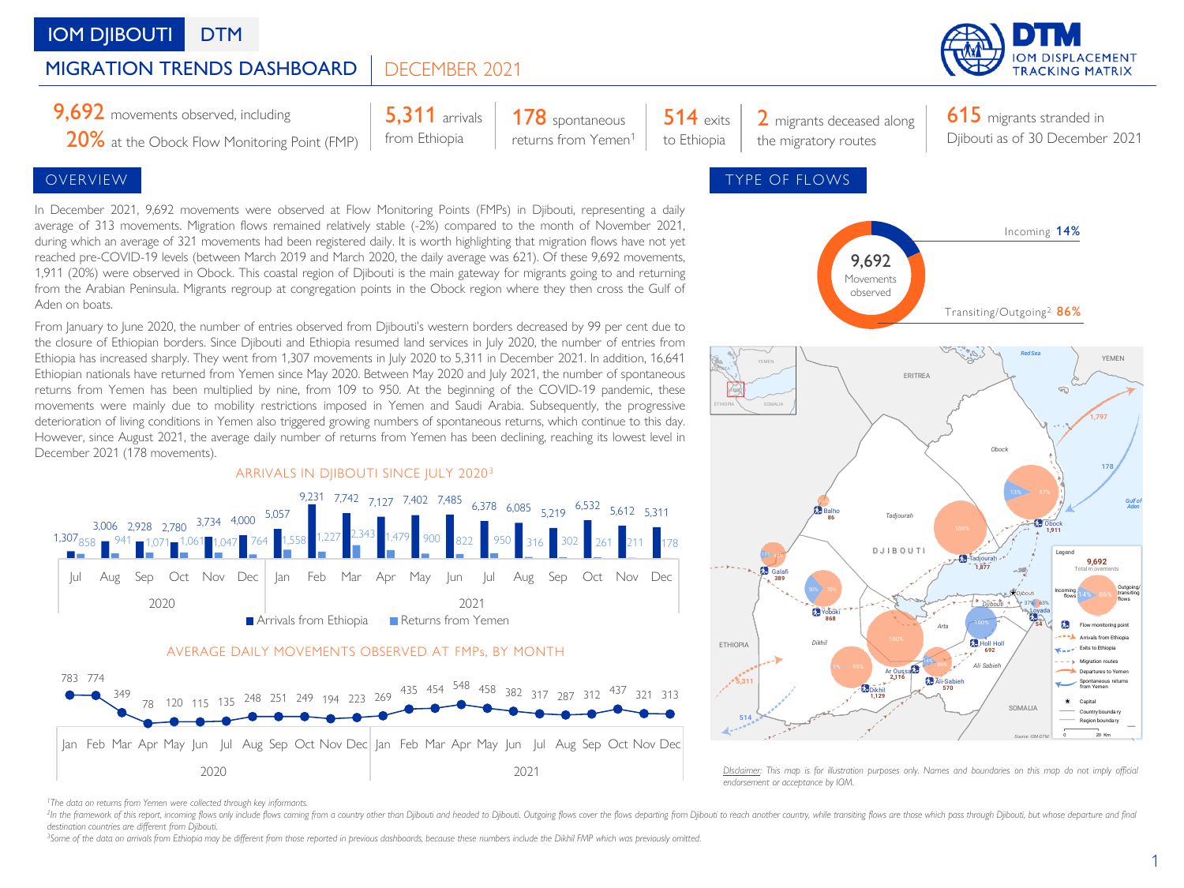# IOM DJIBOUTI DTM

## MIGRATION TRENDS DASHBOARD | DECEMBER 2021

**9,692** movements observed, including **20%** at the Obock Flow Monitoring Point (FMP)

**5,311** arrivals from Ethiopia

**178** spontaneous returns from Yemen[1]

**514** exits to Ethiopia

**2** migrants deceased along the migratory routes

**615** migrants stranded in Djibouti as of 30 December 2021

## OVERVIEW

In December 2021, 9,692 movements were observed at Flow Monitoring Points (FMPs) in Djibouti, representing a daily average of 313 movements. Migration flows remained relatively stable (-2%) compared to the month of November 2021, during which an average of 321 movements had been registered daily. It is worth highlighting that migration flows have not yet reached pre-COVID-19 levels (between March 2019 and March 2020, the daily average was 621). Of these 9,692 movements, 1,911 (20%) were observed in Obock. This coastal region of Djibouti is the main gateway for migrants going to and returning from the Arabian Peninsula. Migrants regroup at congregation points in the Obock region where they then cross the Gulf of Aden on boats.

From January to June 2020, the number of entries observed from Djibouti's western borders decreased by 99 per cent due to the closure of Ethiopian borders. Since Djibouti and Ethiopia resumed land services in July 2020, the number of entries from Ethiopia has increased sharply. They went from 1,307 movements in July 2020 to 5,311 in December 2021. In addition, 16,641 Ethiopian nationals have returned from Yemen since May 2020. Between May 2020 and July 2021, the number of spontaneous returns from Yemen has been multiplied by nine, from 109 to 950. At the beginning of the COVID-19 pandemic, these movements were mainly due to mobility restrictions imposed in Yemen and Saudi Arabia. Subsequently, the progressive deterioration of living conditions in Yemen also triggered growing numbers of spontaneous returns, which continue to this day. However, since August 2021, the average daily number of returns from Yemen has been declining, reaching its lowest level in December 2021 (178 movements).

### ARRIVALS IN DJIBOUTI SINCE JULY 2020[3]

| Year | Month | Arrivals from Ethiopia | Returns from Yemen |
|---|---|---|---|
| 2020 | Jul | 1,307 | 858 |
| 2020 | Aug | 3,006 | 941 |
| 2020 | Sep | 2,928 | 1,071 |
| 2020 | Oct | 2,780 | 1,061 |
| 2020 | Nov | 3,734 | 1,047 |
| 2020 | Dec | 4,000 | 764 |
| 2021 | Jan | 5,057 | 1,558 |
| 2021 | Feb | 9,231 | 1,227 |
| 2021 | Mar | 7,742 | 2,343 |
| 2021 | Apr | 7,127 | 1,479 |
| 2021 | May | 7,402 | 900 |
| 2021 | Jun | 7,485 | 822 |
| 2021 | Jul | 6,378 | 950 |
| 2021 | Aug | 6,085 | 316 |
| 2021 | Sep | 5,219 | 302 |
| 2021 | Oct | 6,532 | 261 |
| 2021 | Nov | 5,612 | 211 |
| 2021 | Dec | 5,311 | 178 |

### AVERAGE DAILY MOVEMENTS OBSERVED AT FMPs, BY MONTH

| Month | 2020 | 2021 |
|---|---|---|
| Jan | 783 | 269 |
| Feb | 774 | 435 |
| Mar | 349 | 454 |
| Apr | 78 | 548 |
| May | 120 | 458 |
| Jun | 115 | 382 |
| Jul | 135 | 317 |
| Aug | 248 | 287 |
| Sep | 251 | 312 |
| Oct | 249 | 437 |
| Nov | 194 | 321 |
| Dec | 223 | 313 |

## TYPE OF FLOWS

9,692 Movements observed

- Incoming 14%
- Transiting/Outgoing[2] 86%

Map: Balho 86; Galafi 389; Yoboki 868; Dikhil 1,129; Ar Oussa 2,116; Ali-Sabieh 570; Holl Holl 692; Tadjourah 1,877; Obock 1,911; Loyada 54; Arrivals from Ethiopia 5,311; Exits to Ethiopia 514; Departures to Yemen 1,797; Spontaneous returns from Yemen 178.

*Disclaimer: This map is for illustration purposes only. Names and boundaries on this map do not imply official endorsement or acceptance by IOM.*

[1]The data on returns from Yemen were collected through key informants.

[2]In the framework of this report, incoming flows only include flows coming from a country other than Djibouti and headed to Djibouti. Outgoing flows cover the flows departing from Djibouti to reach another country, while transiting flows are those which pass through Djibouti, but whose departure and final destination countries are different from Djibouti.

[3]Some of the data on arrivals from Ethiopia may be different from those reported in previous dashboards, because these numbers include the Dikhil FMP which was previously omitted.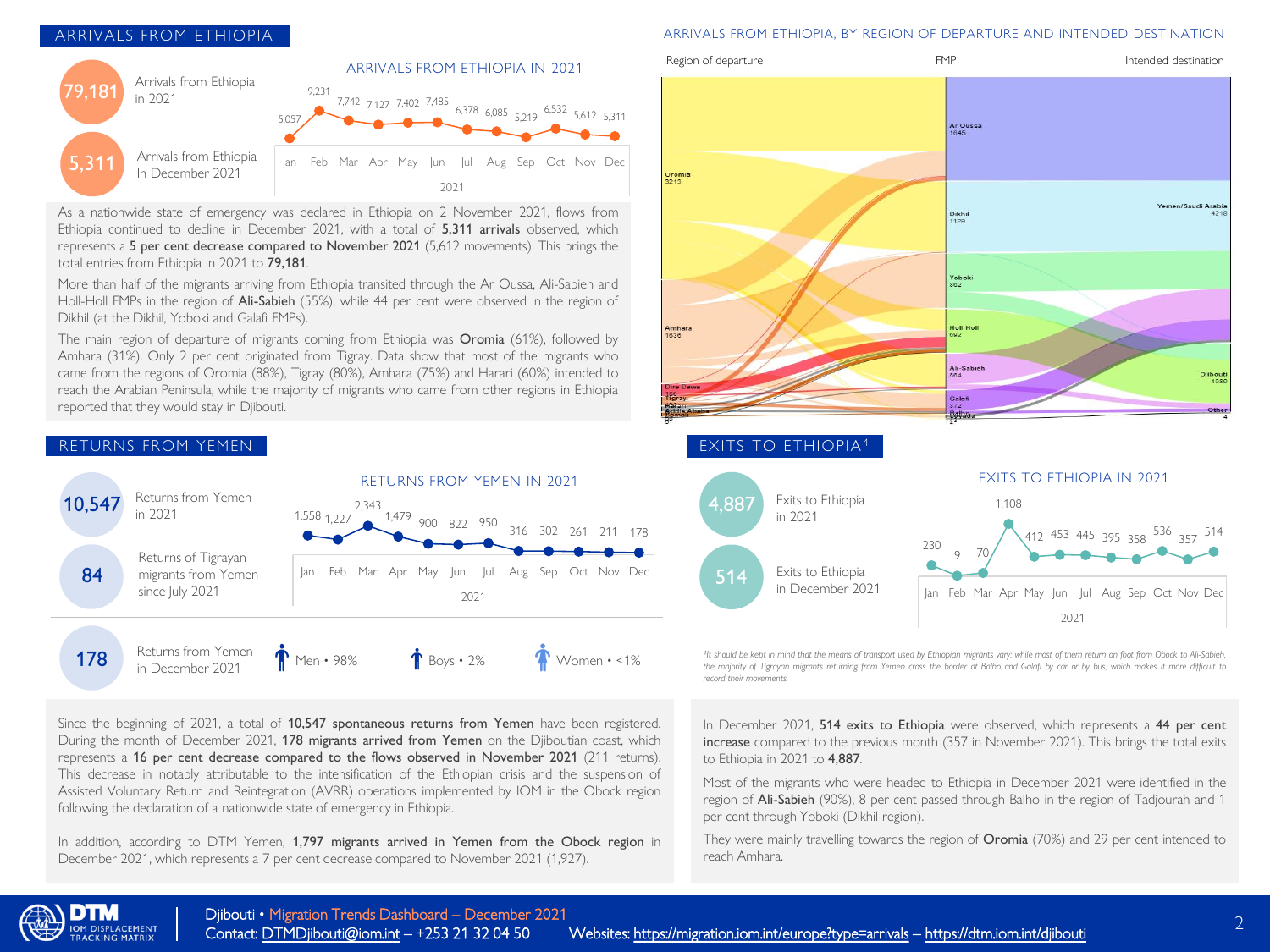## ARRIVALS FROM ETHIOPIA

**79,181** Arrivals from Ethiopia in 2021

**5,311** Arrivals from Ethiopia In December 2021

### ARRIVALS FROM ETHIOPIA IN 2021

| Jan | Feb | Mar | Apr | May | Jun | Jul | Aug | Sep | Oct | Nov | Dec |
|---|---|---|---|---|---|---|---|---|---|---|---|
| 5,057 | 9,231 | 7,742 | 7,127 | 7,402 | 7,485 | 6,378 | 6,085 | 5,219 | 6,532 | 5,612 | 5,311 |

As a nationwide state of emergency was declared in Ethiopia on 2 November 2021, flows from Ethiopia continued to decline in December 2021, with a total of **5,311 arrivals** observed, which represents a **5 per cent decrease compared to November 2021** (5,612 movements). This brings the total entries from Ethiopia in 2021 to **79,181**.

More than half of the migrants arriving from Ethiopia transited through the Ar Oussa, Ali-Sabieh and Holl-Holl FMPs in the region of **Ali-Sabieh** (55%), while 44 per cent were observed in the region of Dikhil (at the Dikhil, Yoboki and Galafi FMPs).

The main region of departure of migrants coming from Ethiopia was **Oromia** (61%), followed by Amhara (31%). Only 2 per cent originated from Tigray. Data show that most of the migrants who came from the regions of Oromia (88%), Tigray (80%), Amhara (75%) and Harari (60%) intended to reach the Arabian Peninsula, while the majority of migrants who came from other regions in Ethiopia reported that they would stay in Djibouti.

### ARRIVALS FROM ETHIOPIA, BY REGION OF DEPARTURE AND INTENDED DESTINATION

| Region of departure | FMP | Intended destination |
|---|---|---|
| Oromia 3213 | Ar Oussa 1645 | Yemen/ Saudi Arabia 4218 |
| Amhara 1636 | Dikhil 1129 | Djibouti 1089 |
| Dire Dawa 136 | Yoboki 862 | Other 4 |
| Tigray | Holl Holl 692 | |
| Harari | Ali-Sabieh 564 | |
| Addis Ababa | Galafi 372 | |
| Somali 5 | Balho 47 | |

## RETURNS FROM YEMEN

**10,547** Returns from Yemen in 2021

**84** Returns of Tigrayan migrants from Yemen since July 2021

### RETURNS FROM YEMEN IN 2021

| Jan | Feb | Mar | Apr | May | Jun | Jul | Aug | Sep | Oct | Nov | Dec |
|---|---|---|---|---|---|---|---|---|---|---|---|
| 1,558 | 1,227 | 2,343 | 1,479 | 900 | 822 | 950 | 316 | 302 | 261 | 211 | 178 |

**178** Returns from Yemen in December 2021 — Men • 98% — Boys • 2% — Women • <1%

Since the beginning of 2021, a total of **10,547 spontaneous returns from Yemen** have been registered. During the month of December 2021, **178 migrants arrived from Yemen** on the Djiboutian coast, which represents a **16 per cent decrease compared to the flows observed in November 2021** (211 returns). This decrease in notably attributable to the intensification of the Ethiopian crisis and the suspension of Assisted Voluntary Return and Reintegration (AVRR) operations implemented by IOM in the Obock region following the declaration of a nationwide state of emergency in Ethiopia.

In addition, according to DTM Yemen, **1,797 migrants arrived in Yemen from the Obock region** in December 2021, which represents a 7 per cent decrease compared to November 2021 (1,927).

## EXITS TO ETHIOPIA[4]

**4,887** Exits to Ethiopia in 2021

**514** Exits to Ethiopia in December 2021

### EXITS TO ETHIOPIA IN 2021

| Jan | Feb | Mar | Apr | May | Jun | Jul | Aug | Sep | Oct | Nov | Dec |
|---|---|---|---|---|---|---|---|---|---|---|---|
| 230 | 9 | 70 | 1,108 | 412 | 453 | 445 | 395 | 358 | 536 | 357 | 514 |

*[4]It should be kept in mind that the means of transport used by Ethiopian migrants vary: while most of them return on foot from Obock to Ali-Sabieh, the majority of Tigrayan migrants returning from Yemen cross the border at Balho and Galafi by car or by bus, which makes it more difficult to record their movements.*

In December 2021, **514 exits to Ethiopia** were observed, which represents a **44 per cent increase** compared to the previous month (357 in November 2021). This brings the total exits to Ethiopia in 2021 to **4,887**.

Most of the migrants who were headed to Ethiopia in December 2021 were identified in the region of **Ali-Sabieh** (90%), 8 per cent passed through Balho in the region of Tadjourah and 1 per cent through Yoboki (Dikhil region).

They were mainly travelling towards the region of **Oromia** (70%) and 29 per cent intended to reach Amhara.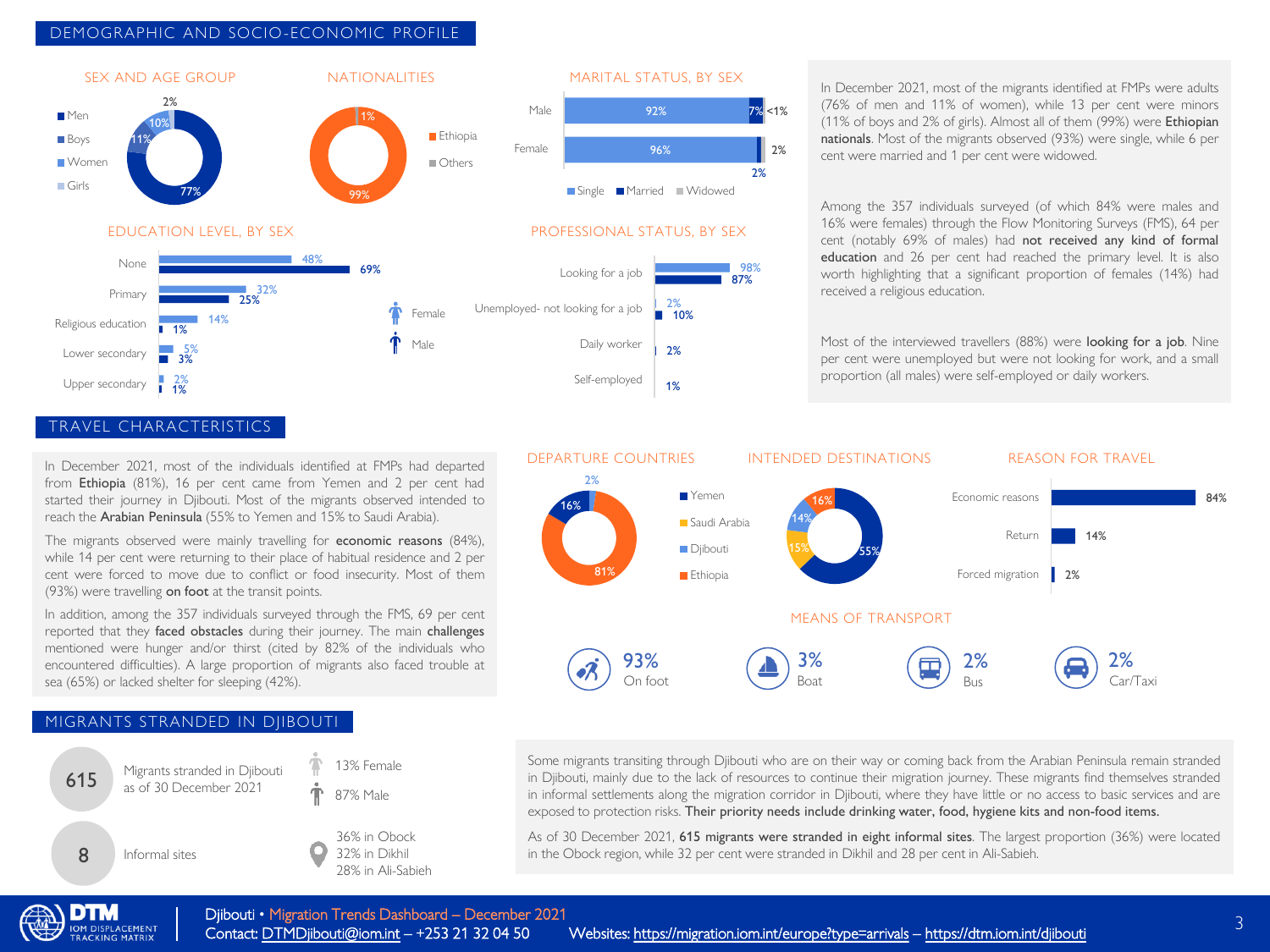## DEMOGRAPHIC AND SOCIO-ECONOMIC PROFILE

### SEX AND AGE GROUP

| Group | % |
|---|---|
| Men | 77% |
| Boys | 11% |
| Women | 10% |
| Girls | 2% |

### NATIONALITIES

| Nationality | % |
|---|---|
| Ethiopia | 99% |
| Others | 1% |

### MARITAL STATUS, BY SEX

| | Single | Married | Widowed |
|---|---|---|---|
| Male | 92% | 7% | <1% |
| Female | 96% | 2% | 2% |

### EDUCATION LEVEL, BY SEX

| | Female | Male |
|---|---|---|
| None | 48% | 69% |
| Primary | 32% | 25% |
| Religious education | 14% | 1% |
| Lower secondary | 5% | 3% |
| Upper secondary | 2% | 1% |

### PROFESSIONAL STATUS, BY SEX

| | Female | Male |
|---|---|---|
| Looking for a job | 98% | 87% |
| Unemployed- not looking for a job | 2% | 10% |
| Daily worker | | 2% |
| Self-employed | | 1% |

In December 2021, most of the migrants identified at FMPs were adults (76% of men and 11% of women), while 13 per cent were minors (11% of boys and 2% of girls). Almost all of them (99%) were **Ethiopian nationals**. Most of the migrants observed (93%) were single, while 6 per cent were married and 1 per cent were widowed.

Among the 357 individuals surveyed (of which 84% were males and 16% were females) through the Flow Monitoring Surveys (FMS), 64 per cent (notably 69% of males) had **not received any kind of formal education** and 26 per cent had reached the primary level. It is also worth highlighting that a significant proportion of females (14%) had received a religious education.

Most of the interviewed travellers (88%) were **looking for a job**. Nine per cent were unemployed but were not looking for work, and a small proportion (all males) were self-employed or daily workers.

## TRAVEL CHARACTERISTICS

In December 2021, most of the individuals identified at FMPs had departed from **Ethiopia** (81%), 16 per cent came from Yemen and 2 per cent had started their journey in Djibouti. Most of the migrants intended to reach the **Arabian Peninsula** (55% to Yemen and 15% to Saudi Arabia).

The migrants observed were mainly travelling for **economic reasons** (84%), while 14 per cent were returning to their place of habitual residence and 2 per cent were forced to move due to conflict or food insecurity. Most of them (93%) were travelling **on foot** at the transit points.

In addition, among the 357 individuals surveyed through the FMS, 69 per cent reported that they **faced obstacles** during their journey. The main **challenges** mentioned were hunger and/or thirst (cited by 82% of the individuals who encountered difficulties). A large proportion of migrants also faced trouble at sea (65%) or lacked shelter for sleeping (42%).

### DEPARTURE COUNTRIES

| Country | % |
|---|---|
| Ethiopia | 81% |
| Yemen | 16% |
| Djibouti | 2% |

### INTENDED DESTINATIONS

| Country | % |
|---|---|
| Yemen | 55% |
| Ethiopia | 16% |
| Saudi Arabia | 15% |
| Djibouti | 14% |

### REASON FOR TRAVEL

| Reason | % |
|---|---|
| Economic reasons | 84% |
| Return | 14% |
| Forced migration | 2% |

### MEANS OF TRANSPORT

| Means | % |
|---|---|
| On foot | 93% |
| Boat | 3% |
| Bus | 2% |
| Car/Taxi | 2% |

## MIGRANTS STRANDED IN DJIBOUTI

**615** Migrants stranded in Djibouti as of 30 December 2021

- 13% Female
- 87% Male

**8** Informal sites

- 36% in Obock
- 32% in Dikhil
- 28% in Ali-Sabieh

Some migrants transiting through Djibouti who are on their way or coming back from the Arabian Peninsula remain stranded in Djibouti, mainly due to the lack of resources to continue their migration journey. These migrants find themselves stranded in informal settlements along the migration corridor in Djibouti, where they have little or no access to basic services and are exposed to protection risks. **Their priority needs include drinking water, food, hygiene kits and non-food items.**

As of 30 December 2021, **615 migrants were stranded in eight informal sites**. The largest proportion (36%) were located in the Obock region, while 32 per cent were stranded in Dikhil and 28 per cent in Ali-Sabieh.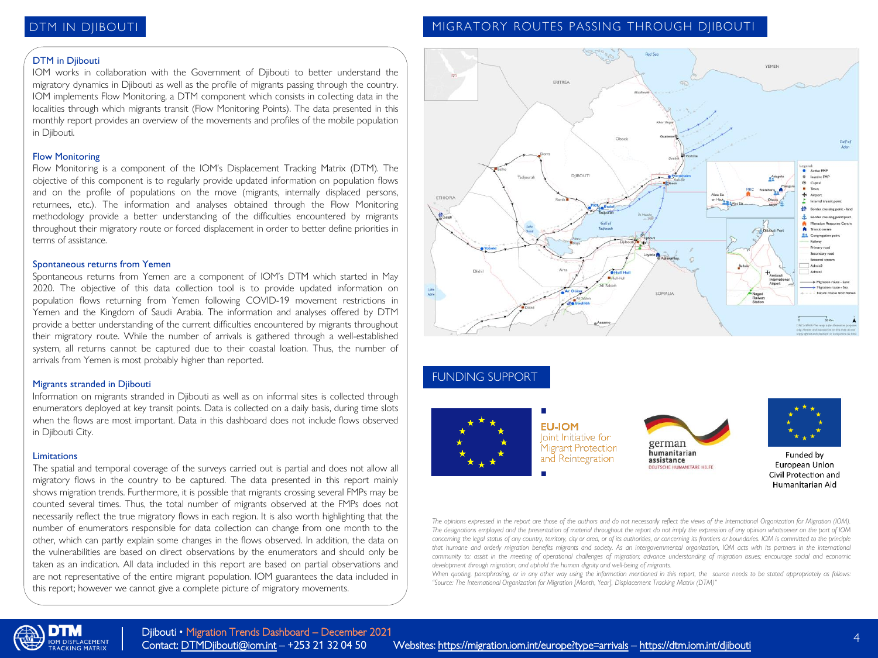## DTM IN DJIBOUTI

### DTM in Djibouti

IOM works in collaboration with the Government of Djibouti to better understand the migratory dynamics in Djibouti as well as the profile of migrants passing through the country. IOM implements Flow Monitoring, a DTM component which consists in collecting data in the localities through which migrants transit (Flow Monitoring Points). The data presented in this monthly report provides an overview of the movements and profiles of the mobile population in Djibouti.

### Flow Monitoring

Flow Monitoring is a component of the IOM's Displacement Tracking Matrix (DTM). The objective of this component is to regularly provide updated information on population flows and on the profile of populations on the move (migrants, internally displaced persons, returnees, etc.). The information and analyses obtained through the Flow Monitoring methodology provide a better understanding of the difficulties encountered by migrants throughout their migratory route or forced displacement in order to better define priorities in terms of assistance.

### Spontaneous returns from Yemen

Spontaneous returns from Yemen are a component of IOM's DTM which started in May 2020. The objective of this data collection tool is to provide updated information on population flows returning from Yemen following COVID-19 movement restrictions in Yemen and the Kingdom of Saudi Arabia. The information and analyses offered by DTM provide a better understanding of the current difficulties encountered by migrants throughout their migratory route. While the number of arrivals is gathered through a well-established system, all returns cannot be captured due to their coastal loation. Thus, the number of arrivals from Yemen is most probably higher than reported.

### Migrants stranded in Djibouti

Information on migrants stranded in Djibouti as well as on informal sites is collected through enumerators deployed at key transit points. Data is collected on a daily basis, during time slots when the flows are most important. Data in this dashboard does not include flows observed in Djibouti City.

### Limitations

The spatial and temporal coverage of the surveys carried out is partial and does not allow all migratory flows in the country to be captured. The data presented in this report mainly shows migration trends. Furthermore, it is possible that migrants crossing several FMPs may be counted several times. Thus, the total number of migrants observed at the FMPs does not necessarily reflect the true migratory flows in each region. It is also worth highlighting that the number of enumerators responsible for data collection can change from one month to the other, which can partly explain some changes in the flows observed. In addition, the data on the vulnerabilities are based on direct observations by the enumerators and should only be taken as an indication. All data included in this report are based on partial observations and are not representative of the entire migrant population. IOM guarantees the data included in this report; however we cannot give a complete picture of migratory movements.

## MIGRATORY ROUTES PASSING THROUGH DJIBOUTI

Red Sea
YEMEN
ERITREA
Obock
Gulf of Aden
DJIBOUTI
Tadjourah
ETHIOPIA
Gulf of Tadjourah
Djibouti
Dikhil
Arta
Ali Sabieh
SOMALIA

Legend: Active FMP; Inactive FMP; Capital; Town; Airport; Internal transit point; Border crossing point - land; Border crossing point/port; Migration Response Centre; Transit centre; Congregation point; Railway; Primary road; Secondary road; Seasonal stream; Admin0; Admin1; Migration route - Land; Migration route - Sea; Return routes from Yemen

## FUNDING SUPPORT

EU-IOM Joint Initiative for Migrant Protection and Reintegration

german humanitarian assistance
DEUTSCHE HUMANITÄRE HILFE

Funded by European Union Civil Protection and Humanitarian Aid

*The opinions expressed in the report are those of the authors and do not necessarily reflect the views of the International Organization for Migration (IOM). The designations employed and the presentation of material throughout the report do not imply the expression of any opinion whatsoever on the part of IOM concerning the legal status of any country, territory, city or area, or of its authorities, or concerning its frontiers or boundaries. IOM is committed to the principle that humane and orderly migration benefits migrants and society. As an intergovernmental organization, IOM acts with its partners in the international community to: assist in the meeting of operational challenges of migration; advance understanding of migration issues; encourage social and economic development through migration; and uphold the human dignity and well-being of migrants.*

*When quoting, paraphrasing, or in any other way using the information mentioned in this report, the source needs to be stated appropriately as follows: "Source: The International Organization for Migration [Month, Year], Displacement Tracking Matrix (DTM)"*

Djibouti • Migration Trends Dashboard – December 2021
Contact: DTMDjibouti@iom.int – +253 21 32 04 50 Websites: https://migration.iom.int/europe?type=arrivals – https://dtm.iom.int/djibouti